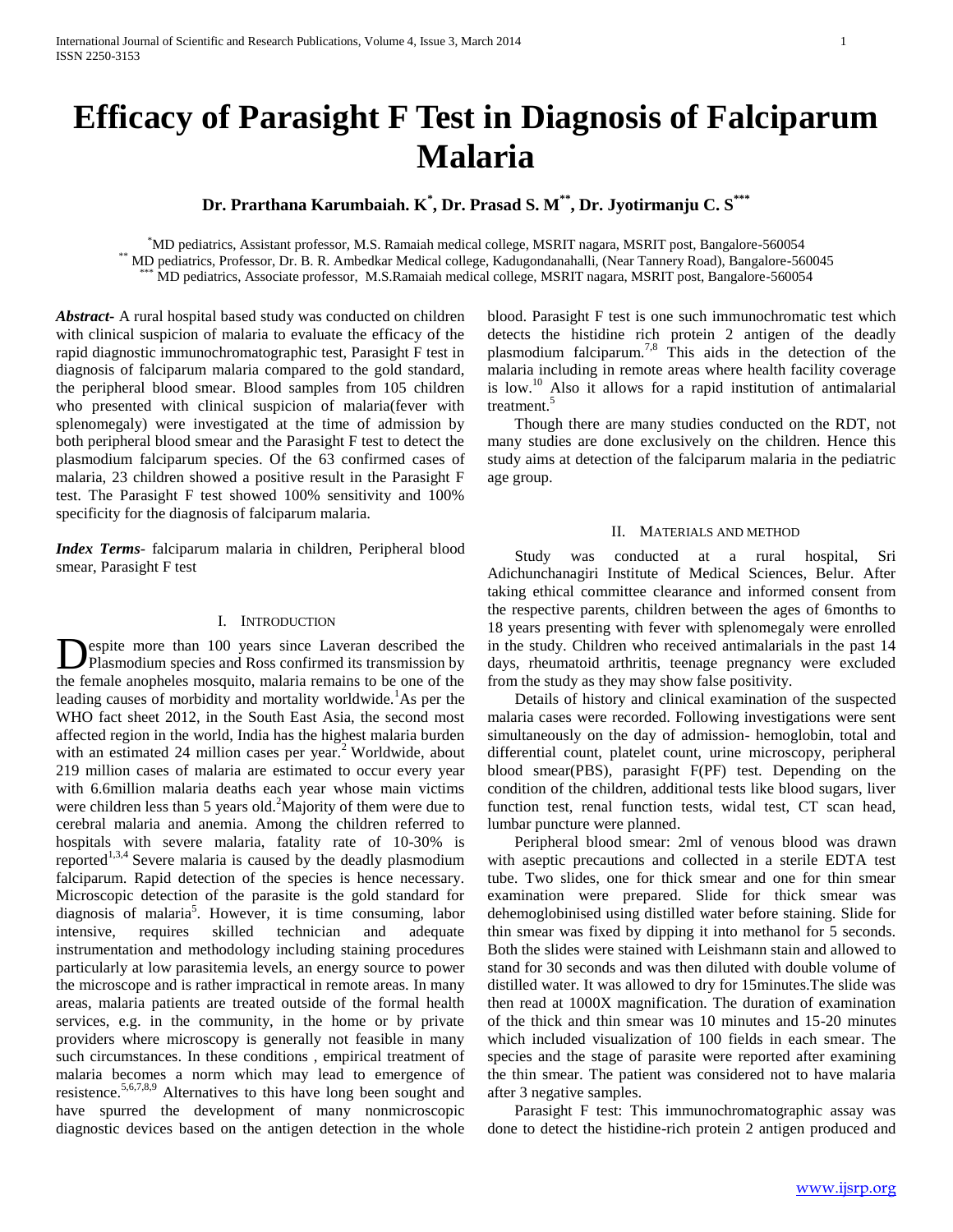# Efficacy of Parasight F Test in Diagnosis of Falciparum Malaria

**Dr. Prarthana Karumbaiah. K[*], Dr. Prasad S. M[**], Dr. Jyotirmanju C. S[***]**

[*] MD pediatrics, Assistant professor, M.S. Ramaiah medical college, MSRIT nagara, MSRIT post, Bangalore-560054
[**] MD pediatrics, Professor, Dr. B. R. Ambedkar Medical college, Kadugondanahalli, (Near Tannery Road), Bangalore-560045
[***] MD pediatrics, Associate professor, M.S.Ramaiah medical college, MSRIT nagara, MSRIT post, Bangalore-560054

***Abstract*-** A rural hospital based study was conducted on children with clinical suspicion of malaria to evaluate the efficacy of the rapid diagnostic immunochromatographic test, Parasight F test in diagnosis of falciparum malaria compared to the gold standard, the peripheral blood smear. Blood samples from 105 children who presented with clinical suspicion of malaria(fever with splenomegaly) were investigated at the time of admission by both peripheral blood smear and the Parasight F test to detect the plasmodium falciparum species. Of the 63 confirmed cases of malaria, 23 children showed a positive result in the Parasight F test. The Parasight F test showed 100% sensitivity and 100% specificity for the diagnosis of falciparum malaria.

***Index Terms*-** falciparum malaria in children, Peripheral blood smear, Parasight F test

## I. Introduction

Despite more than 100 years since Laveran described the Plasmodium species and Ross confirmed its transmission by the female anopheles mosquito, malaria remains to be one of the leading causes of morbidity and mortality worldwide.[1]As per the WHO fact sheet 2012, in the South East Asia, the second most affected region in the world, India has the highest malaria burden with an estimated 24 million cases per year.[2] Worldwide, about 219 million cases of malaria are estimated to occur every year with 6.6million malaria deaths each year whose main victims were children less than 5 years old.[2]Majority of them were due to cerebral malaria and anemia. Among the children referred to hospitals with severe malaria, fatality rate of 10-30% is reported[1,3,4] Severe malaria is caused by the deadly plasmodium falciparum. Rapid detection of the species is hence necessary. Microscopic detection of the parasite is the gold standard for diagnosis of malaria[5]. However, it is time consuming, labor intensive, requires skilled technician and adequate instrumentation and methodology including staining procedures particularly at low parasitemia levels, an energy source to power the microscope and is rather impractical in remote areas. In many areas, malaria patients are treated outside of the formal health services, e.g. in the community, in the home or by private providers where microscopy is generally not feasible in many such circumstances. In these conditions , empirical treatment of malaria becomes a norm which may lead to emergence of resistence.[5,6,7,8,9] Alternatives to this have long been sought and have spurred the development of many nonmicroscopic diagnostic devices based on the antigen detection in the whole blood. Parasight F test is one such immunochromatic test which detects the histidine rich protein 2 antigen of the deadly plasmodium falciparum.[7,8] This aids in the detection of the malaria including in remote areas where health facility coverage is low.[10] Also it allows for a rapid institution of antimalarial treatment.[5]

Though there are many studies conducted on the RDT, not many studies are done exclusively on the children. Hence this study aims at detection of the falciparum malaria in the pediatric age group.

## II. Materials and method

Study was conducted at a rural hospital, Sri Adichunchanagiri Institute of Medical Sciences, Belur. After taking ethical committee clearance and informed consent from the respective parents, children between the ages of 6months to 18 years presenting with fever with splenomegaly were enrolled in the study. Children who received antimalarials in the past 14 days, rheumatoid arthritis, teenage pregnancy were excluded from the study as they may show false positivity.

Details of history and clinical examination of the suspected malaria cases were recorded. Following investigations were sent simultaneously on the day of admission- hemoglobin, total and differential count, platelet count, urine microscopy, peripheral blood smear(PBS), parasight F(PF) test. Depending on the condition of the children, additional tests like blood sugars, liver function test, renal function tests, widal test, CT scan head, lumbar puncture were planned.

Peripheral blood smear: 2ml of venous blood was drawn with aseptic precautions and collected in a sterile EDTA test tube. Two slides, one for thick smear and one for thin smear examination were prepared. Slide for thick smear was dehemoglobinised using distilled water before staining. Slide for thin smear was fixed by dipping it into methanol for 5 seconds. Both the slides were stained with Leishmann stain and allowed to stand for 30 seconds and was then diluted with double volume of distilled water. It was allowed to dry for 15minutes.The slide was then read at 1000X magnification. The duration of examination of the thick and thin smear was 10 minutes and 15-20 minutes which included visualization of 100 fields in each smear. The species and the stage of parasite were reported after examining the thin smear. The patient was considered not to have malaria after 3 negative samples.

Parasight F test: This immunochromatographic assay was done to detect the histidine-rich protein 2 antigen produced and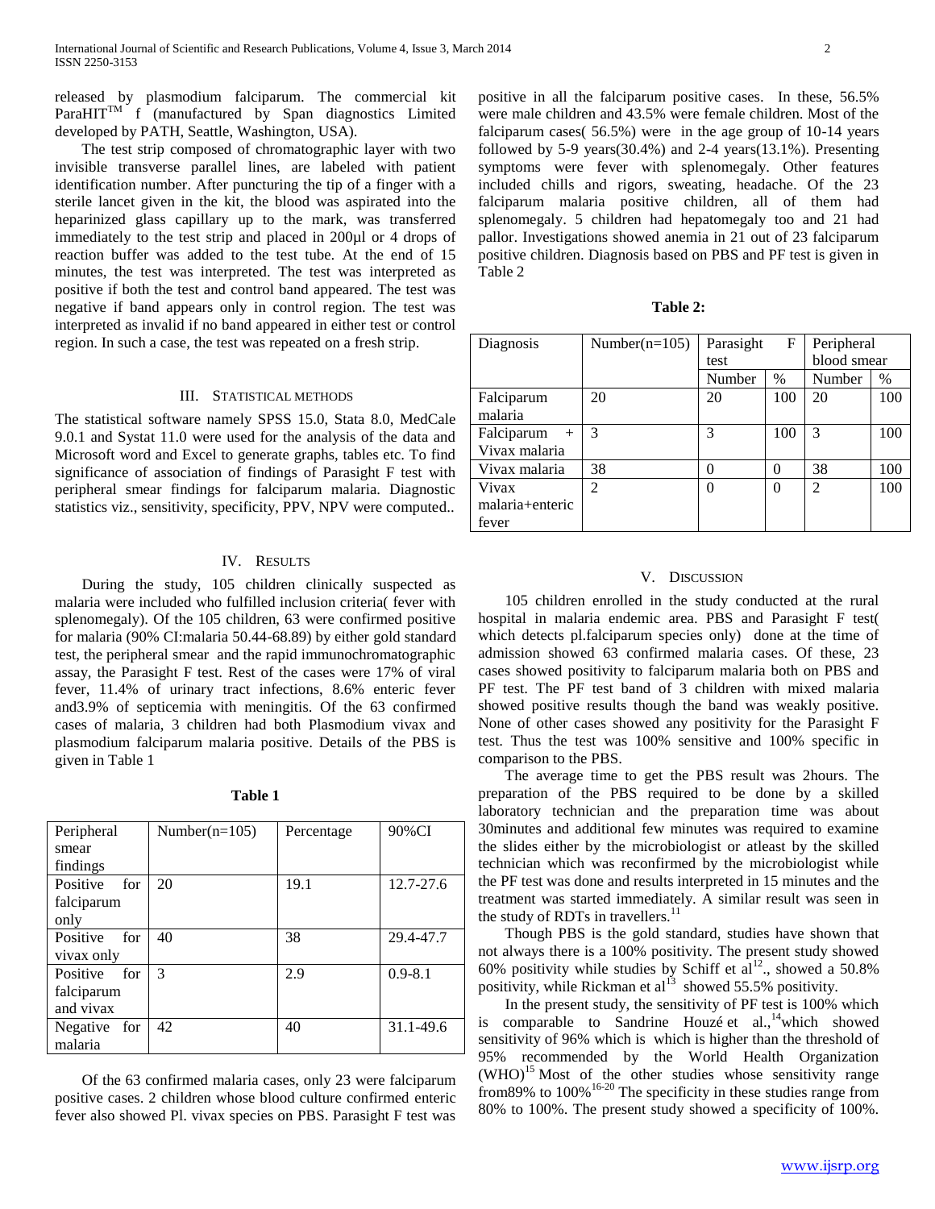released by plasmodium falciparum. The commercial kit ParaHIT[TM] f (manufactured by Span diagnostics Limited developed by PATH, Seattle, Washington, USA).

The test strip composed of chromatographic layer with two invisible transverse parallel lines, are labeled with patient identification number. After puncturing the tip of a finger with a sterile lancet given in the kit, the blood was aspirated into the heparinized glass capillary up to the mark, was transferred immediately to the test strip and placed in 200µl or 4 drops of reaction buffer was added to the test tube. At the end of 15 minutes, the test was interpreted. The test was interpreted as positive if both the test and control band appeared. The test was negative if band appears only in control region. The test was interpreted as invalid if no band appeared in either test or control region. In such a case, the test was repeated on a fresh strip.

## III. Statistical Methods

The statistical software namely SPSS 15.0, Stata 8.0, MedCale 9.0.1 and Systat 11.0 were used for the analysis of the data and Microsoft word and Excel to generate graphs, tables etc. To find significance of association of findings of Parasight F test with peripheral smear findings for falciparum malaria. Diagnostic statistics viz., sensitivity, specificity, PPV, NPV were computed..

## IV. Results

During the study, 105 children clinically suspected as malaria were included who fulfilled inclusion criteria( fever with splenomegaly). Of the 105 children, 63 were confirmed positive for malaria (90% CI:malaria 50.44-68.89) by either gold standard test, the peripheral smear and the rapid immunochromatographic assay, the Parasight F test. Rest of the cases were 17% of viral fever, 11.4% of urinary tract infections, 8.6% enteric fever and3.9% of septicemia with meningitis. Of the 63 confirmed cases of malaria, 3 children had both Plasmodium vivax and plasmodium falciparum malaria positive. Details of the PBS is given in Table 1

**Table 1**

| Peripheral smear findings | Number(n=105) | Percentage | 90%CI |
|---|---|---|---|
| Positive for falciparum only | 20 | 19.1 | 12.7-27.6 |
| Positive for vivax only | 40 | 38 | 29.4-47.7 |
| Positive for falciparum and vivax | 3 | 2.9 | 0.9-8.1 |
| Negative for malaria | 42 | 40 | 31.1-49.6 |

Of the 63 confirmed malaria cases, only 23 were falciparum positive cases. 2 children whose blood culture confirmed enteric fever also showed Pl. vivax species on PBS. Parasight F test was positive in all the falciparum positive cases. In these, 56.5% were male children and 43.5% were female children. Most of the falciparum cases( 56.5%) were in the age group of 10-14 years followed by 5-9 years(30.4%) and 2-4 years(13.1%). Presenting symptoms were fever with splenomegaly. Other features included chills and rigors, sweating, headache. Of the 23 falciparum malaria positive children, all of them had splenomegaly. 5 children had hepatomegaly too and 21 had pallor. Investigations showed anemia in 21 out of 23 falciparum positive children. Diagnosis based on PBS and PF test is given in Table 2

**Table 2:**

| Diagnosis | Number(n=105) | Parasight F test | | Peripheral blood smear | |
|---|---|---|---|---|---|
| | | Number | % | Number | % |
| Falciparum malaria | 20 | 20 | 100 | 20 | 100 |
| Falciparum + Vivax malaria | 3 | 3 | 100 | 3 | 100 |
| Vivax malaria | 38 | 0 | 0 | 38 | 100 |
| Vivax malaria+enteric fever | 2 | 0 | 0 | 2 | 100 |

## V. Discussion

105 children enrolled in the study conducted at the rural hospital in malaria endemic area. PBS and Parasight F test( which detects pl.falciparum species only) done at the time of admission showed 63 confirmed malaria cases. Of these, 23 cases showed positivity to falciparum malaria both on PBS and PF test. The PF test band of 3 children with mixed malaria showed positive results though the band was weakly positive. None of other cases showed any positivity for the Parasight F test. Thus the test was 100% sensitive and 100% specific in comparison to the PBS.

The average time to get the PBS result was 2hours. The preparation of the PBS required to be done by a skilled laboratory technician and the preparation time was about 30minutes and additional few minutes was required to examine the slides either by the microbiologist or atleast by the skilled technician which was reconfirmed by the microbiologist while the PF test was done and results interpreted in 15 minutes and the treatment was started immediately. A similar result was seen in the study of RDTs in travellers.[11]

Though PBS is the gold standard, studies have shown that not always there is a 100% positivity. The present study showed 60% positivity while studies by Schiff et al[12]., showed a 50.8% positivity, while Rickman et al[13] showed 55.5% positivity.

In the present study, the sensitivity of PF test is 100% which is comparable to Sandrine Houzé et al.,[14]which showed sensitivity of 96% which is which is higher than the threshold of 95% recommended by the World Health Organization (WHO)[15] Most of the other studies whose sensitivity range from89% to 100%[16-20] The specificity in these studies range from 80% to 100%. The present study showed a specificity of 100%.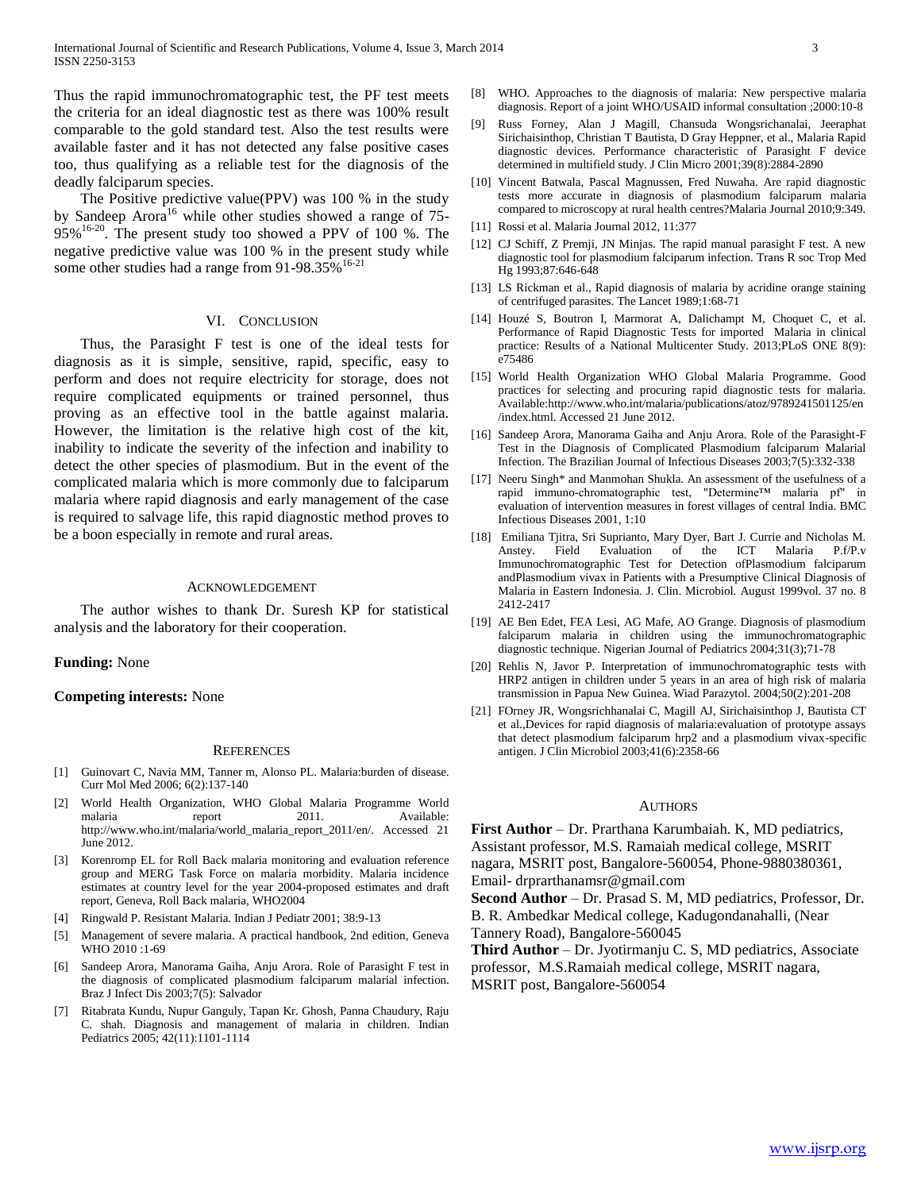Thus the rapid immunochromatographic test, the PF test meets the criteria for an ideal diagnostic test as there was 100% result comparable to the gold standard test. Also the test results were available faster and it has not detected any false positive cases too, thus qualifying as a reliable test for the diagnosis of the deadly falciparum species.

The Positive predictive value(PPV) was 100 % in the study by Sandeep Arora[16] while other studies showed a range of 75-95%[16-20]. The present study too showed a PPV of 100 %. The negative predictive value was 100 % in the present study while some other studies had a range from 91-98.35%[16-21]

## VI. Conclusion

Thus, the Parasight F test is one of the ideal tests for diagnosis as it is simple, sensitive, rapid, specific, easy to perform and does not require electricity for storage, does not require complicated equipments or trained personnel, thus proving as an effective tool in the battle against malaria. However, the limitation is the relative high cost of the kit, inability to indicate the severity of the infection and inability to detect the other species of plasmodium. But in the event of the complicated malaria which is more commonly due to falciparum malaria where rapid diagnosis and early management of the case is required to salvage life, this rapid diagnostic method proves to be a boon especially in remote and rural areas.

## Acknowledgement

The author wishes to thank Dr. Suresh KP for statistical analysis and the laboratory for their cooperation.

**Funding:** None

**Competing interests:** None

## References

[1] Guinovart C, Navia MM, Tanner m, Alonso PL. Malaria:burden of disease. Curr Mol Med 2006; 6(2):137-140

[2] World Health Organization, WHO Global Malaria Programme World malaria report 2011. Available: http://www.who.int/malaria/world_malaria_report_2011/en/. Accessed 21 June 2012.

[3] Korenromp EL for Roll Back malaria monitoring and evaluation reference group and MERG Task Force on malaria morbidity. Malaria incidence estimates at country level for the year 2004-proposed estimates and draft report, Geneva, Roll Back malaria, WHO2004

[4] Ringwald P. Resistant Malaria. Indian J Pediatr 2001; 38:9-13

[5] Management of severe malaria. A practical handbook, 2nd edition, Geneva WHO 2010 :1-69

[6] Sandeep Arora, Manorama Gaiha, Anju Arora. Role of Parasight F test in the diagnosis of complicated plasmodium falciparum malarial infection. Braz J Infect Dis 2003;7(5): Salvador

[7] Ritabrata Kundu, Nupur Ganguly, Tapan Kr. Ghosh, Panna Chaudury, Raju C. shah. Diagnosis and management of malaria in children. Indian Pediatrics 2005; 42(11):1101-1114

[8] WHO. Approaches to the diagnosis of malaria: New perspective malaria diagnosis. Report of a joint WHO/USAID informal consultation ;2000:10-8

[9] Russ Forney, Alan J Magill, Chansuda Wongsrichanalai, Jeeraphat Sirichaisinthop, Christian T Bautista, D Gray Heppner, et al., Malaria Rapid diagnostic devices. Performance characteristic of Parasight F device determined in multifield study. J Clin Micro 2001;39(8):2884-2890

[10] Vincent Batwala, Pascal Magnussen, Fred Nuwaha. Are rapid diagnostic tests more accurate in diagnosis of plasmodium falciparum malaria compared to microscopy at rural health centres?Malaria Journal 2010;9:349.

[11] Rossi et al. Malaria Journal 2012, 11:377

[12] CJ Schiff, Z Premji, JN Minjas. The rapid manual parasight F test. A new diagnostic tool for plasmodium falciparum infection. Trans R soc Trop Med Hg 1993;87:646-648

[13] LS Rickman et al., Rapid diagnosis of malaria by acridine orange staining of centrifuged parasites. The Lancet 1989;1:68-71

[14] Houzé S, Boutron I, Marmorat A, Dalichampt M, Choquet C, et al. Performance of Rapid Diagnostic Tests for imported Malaria in clinical practice: Results of a National Multicenter Study. 2013;PLoS ONE 8(9): e75486

[15] World Health Organization WHO Global Malaria Programme. Good practices for selecting and procuring rapid diagnostic tests for malaria. Available:http://www.who.int/malaria/publications/atoz/9789241501125/en/index.html. Accessed 21 June 2012.

[16] Sandeep Arora, Manorama Gaiha and Anju Arora. Role of the Parasight-F Test in the Diagnosis of Complicated Plasmodium falciparum Malarial Infection. The Brazilian Journal of Infectious Diseases 2003;7(5):332-338

[17] Neeru Singh* and Manmohan Shukla. An assessment of the usefulness of a rapid immuno-chromatographic test, "Determine™ malaria pf" in evaluation of intervention measures in forest villages of central India. BMC Infectious Diseases 2001, 1:10

[18] Emiliana Tjitra, Sri Suprianto, Mary Dyer, Bart J. Currie and Nicholas M. Anstey. Field Evaluation of the ICT Malaria P.f/P.v Immunochromatographic Test for Detection ofPlasmodium falciparum andPlasmodium vivax in Patients with a Presumptive Clinical Diagnosis of Malaria in Eastern Indonesia. J. Clin. Microbiol. August 1999vol. 37 no. 8 2412-2417

[19] AE Ben Edet, FEA Lesi, AG Mafe, AO Grange. Diagnosis of plasmodium falciparum malaria in children using the immunochromatographic diagnostic technique. Nigerian Journal of Pediatrics 2004;31(3);71-78

[20] Rehlis N, Javor P. Interpretation of immunochromatographic tests with HRP2 antigen in children under 5 years in an area of high risk of malaria transmission in Papua New Guinea. Wiad Parazytol. 2004;50(2):201-208

[21] FOrney JR, Wongsrichhanalai C, Magill AJ, Sirichaisinthop J, Bautista CT et al.,Devices for rapid diagnosis of malaria:evaluation of prototype assays that detect plasmodium falciparum hrp2 and a plasmodium vivax-specific antigen. J Clin Microbiol 2003;41(6):2358-66

## Authors

**First Author** – Dr. Prarthana Karumbaiah. K, MD pediatrics, Assistant professor, M.S. Ramaiah medical college, MSRIT nagara, MSRIT post, Bangalore-560054, Phone-9880380361, Email- drprarthanamsr@gmail.com

**Second Author** – Dr. Prasad S. M, MD pediatrics, Professor, Dr. B. R. Ambedkar Medical college, Kadugondanahalli, (Near Tannery Road), Bangalore-560045

**Third Author** – Dr. Jyotirmanju C. S, MD pediatrics, Associate professor, M.S.Ramaiah medical college, MSRIT nagara, MSRIT post, Bangalore-560054